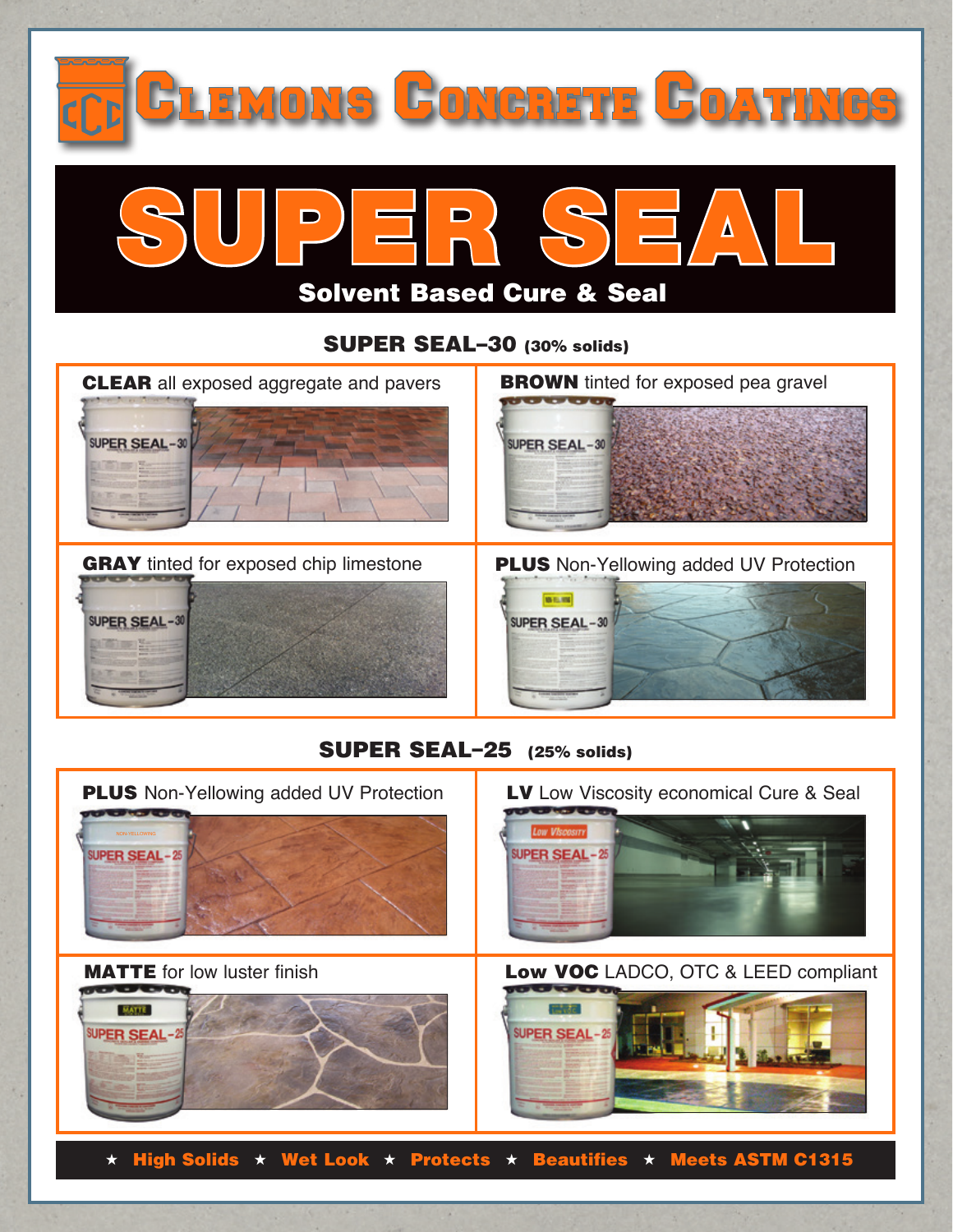# Clemons Concrete Coatings

# SUPER SEAL

## Solvent Based Cure & Seal

### SUPER SEAL–30 (30% solids)

**CLEAR** all exposed aggregate and pavers

**BROWN** tinted for exposed pea gravel

**GRAY** tinted for exposed chip limestone

**PLUS** Non-Yellowing added UV Protection

### SUPER SEAL–25 (25% solids)

**PLUS** Non-Yellowing added UV Protection

**LV** Low Viscosity economical Cure & Seal

**MATTE** for low luster finish

**Low VOC** LADCO, OTC & LEED compliant

★ **High Solids** ★ **Wet Look** ★ **Protects** ★ **Beautifies** ★ **Meets ASTM C1315**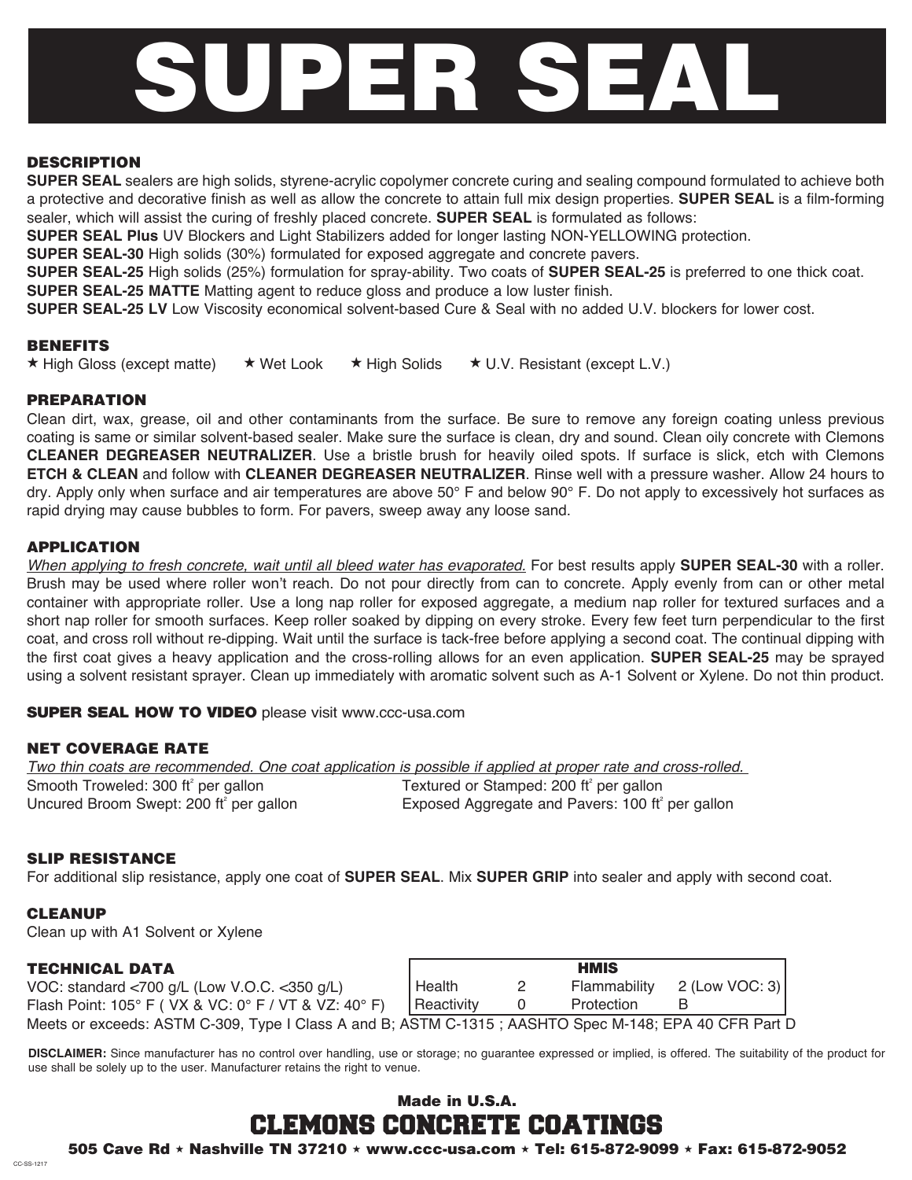# SUPER SEAL

## DESCRIPTION

**SUPER SEAL** sealers are high solids, styrene-acrylic copolymer concrete curing and sealing compound formulated to achieve both a protective and decorative finish as well as allow the concrete to attain full mix design properties. **SUPER SEAL** is a film-forming sealer, which will assist the curing of freshly placed concrete. **SUPER SEAL** is formulated as follows:

**SUPER SEAL Plus** UV Blockers and Light Stabilizers added for longer lasting NON-YELLOWING protection.
**SUPER SEAL-30** High solids (30%) formulated for exposed aggregate and concrete pavers.
**SUPER SEAL-25** High solids (25%) formulation for spray-ability. Two coats of **SUPER SEAL-25** is preferred to one thick coat.
**SUPER SEAL-25 MATTE** Matting agent to reduce gloss and produce a low luster finish.
**SUPER SEAL-25 LV** Low Viscosity economical solvent-based Cure & Seal with no added U.V. blockers for lower cost.

## BENEFITS

★ High Gloss (except matte) ★ Wet Look ★ High Solids ★ U.V. Resistant (except L.V.)

## PREPARATION

Clean dirt, wax, grease, oil and other contaminants from the surface. Be sure to remove any foreign coating unless previous coating is same or similar solvent-based sealer. Make sure the surface is clean, dry and sound. Clean oily concrete with Clemons **CLEANER DEGREASER NEUTRALIZER**. Use a bristle brush for heavily oiled spots. If surface is slick, etch with Clemons **ETCH & CLEAN** and follow with **CLEANER DEGREASER NEUTRALIZER**. Rinse well with a pressure washer. Allow 24 hours to dry. Apply only when surface and air temperatures are above 50° F and below 90° F. Do not apply to excessively hot surfaces as rapid drying may cause bubbles to form. For pavers, sweep away any loose sand.

## APPLICATION

*When applying to fresh concrete, wait until all bleed water has evaporated.* For best results apply **SUPER SEAL-30** with a roller. Brush may be used where roller won't reach. Do not pour directly from can to concrete. Apply evenly from can or other metal container with appropriate roller. Use a long nap roller for exposed aggregate, a medium nap roller for textured surfaces and a short nap roller for smooth surfaces. Keep roller soaked by dipping on every stroke. Every few feet turn perpendicular to the first coat, and cross roll without re-dipping. Wait until the surface is tack-free before applying a second coat. The continual dipping with the first coat gives a heavy application and the cross-rolling allows for an even application. **SUPER SEAL-25** may be sprayed using a solvent resistant sprayer. Clean up immediately with aromatic solvent such as A-1 Solvent or Xylene. Do not thin product.

**SUPER SEAL HOW TO VIDEO** please visit www.ccc-usa.com

## NET COVERAGE RATE

*Two thin coats are recommended. One coat application is possible if applied at proper rate and cross-rolled.*

Smooth Troweled: 300 ft² per gallon
Uncured Broom Swept: 200 ft² per gallon
Textured or Stamped: 200 ft² per gallon
Exposed Aggregate and Pavers: 100 ft² per gallon

## SLIP RESISTANCE

For additional slip resistance, apply one coat of **SUPER SEAL**. Mix **SUPER GRIP** into sealer and apply with second coat.

## CLEANUP

Clean up with A1 Solvent or Xylene

## TECHNICAL DATA

VOC: standard <700 g/L (Low V.O.C. <350 g/L)
Flash Point: 105° F ( VX & VC: 0° F / VT & VZ: 40° F)

| HMIS | | | |
|---|---|---|---|
| Health | 2 | Flammability | 2 (Low VOC: 3) |
| Reactivity | 0 | Protection | B |

Meets or exceeds: ASTM C-309, Type I Class A and B; ASTM C-1315 ; AASHTO Spec M-148; EPA 40 CFR Part D

**DISCLAIMER:** Since manufacturer has no control over handling, use or storage; no guarantee expressed or implied, is offered. The suitability of the product for use shall be solely up to the user. Manufacturer retains the right to venue.

**Made in U.S.A.**

**CLEMONS CONCRETE COATINGS**

**505 Cave Rd ★ Nashville TN 37210 ★ www.ccc-usa.com ★ Tel: 615-872-9099 ★ Fax: 615-872-9052**

CC-SS-1217